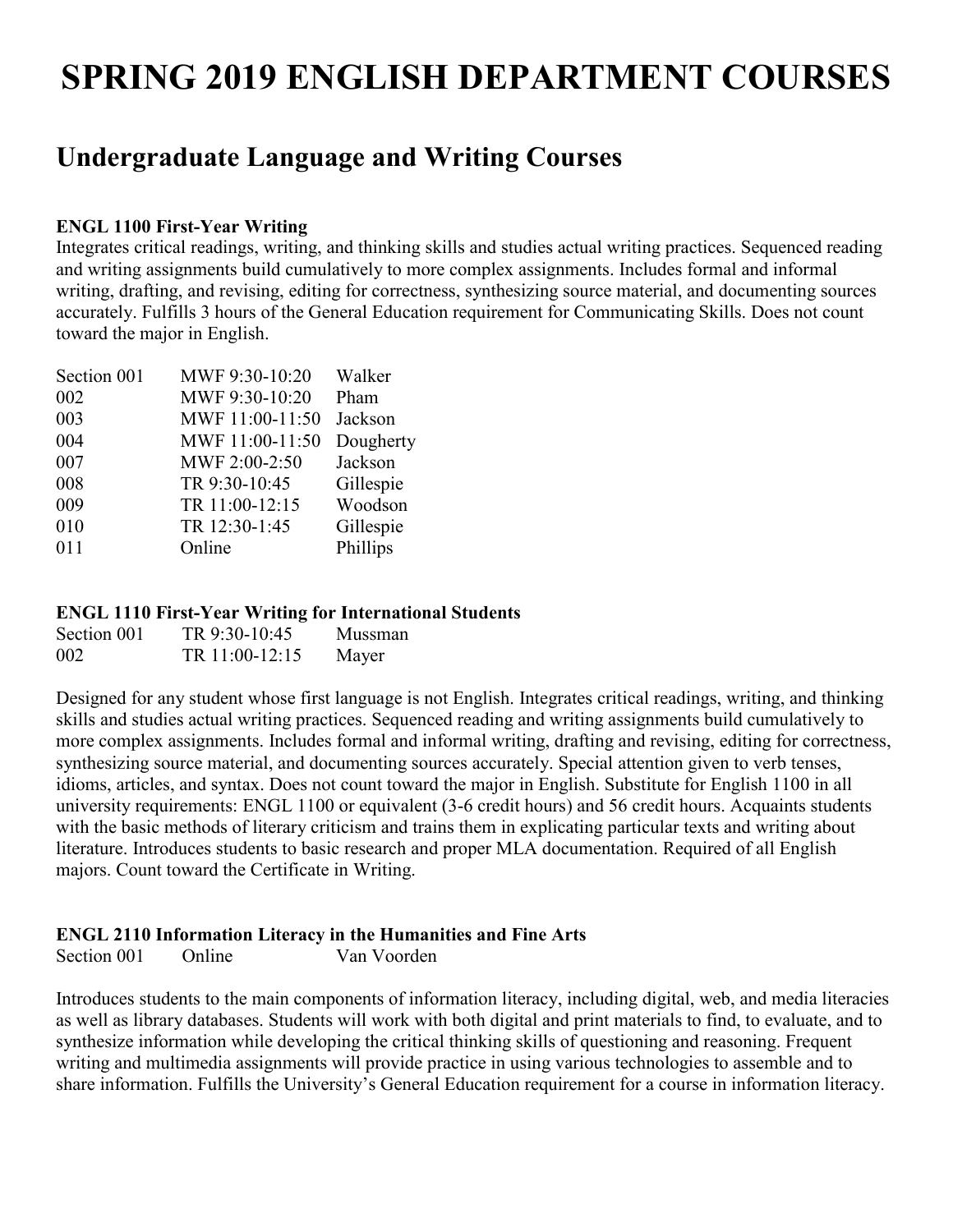# SPRING 2019 ENGLISH DEPARTMENT COURSES

## Undergraduate Language and Writing Courses

**ENGL 1100 First-Year Writing**

Integrates critical readings, writing, and thinking skills and studies actual writing practices. Sequenced reading and writing assignments build cumulatively to more complex assignments. Includes formal and informal writing, drafting, and revising, editing for correctness, synthesizing source material, and documenting sources accurately. Fulfills 3 hours of the General Education requirement for Communicating Skills. Does not count toward the major in English.

| Section | Time | Instructor |
|---|---|---|
| Section 001 | MWF 9:30-10:20 | Walker |
| 002 | MWF 9:30-10:20 | Pham |
| 003 | MWF 11:00-11:50 | Jackson |
| 004 | MWF 11:00-11:50 | Dougherty |
| 007 | MWF 2:00-2:50 | Jackson |
| 008 | TR 9:30-10:45 | Gillespie |
| 009 | TR 11:00-12:15 | Woodson |
| 010 | TR 12:30-1:45 | Gillespie |
| 011 | Online | Phillips |

**ENGL 1110 First-Year Writing for International Students**

| Section | Time | Instructor |
|---|---|---|
| Section 001 | TR 9:30-10:45 | Mussman |
| 002 | TR 11:00-12:15 | Mayer |

Designed for any student whose first language is not English. Integrates critical readings, writing, and thinking skills and studies actual writing practices. Sequenced reading and writing assignments build cumulatively to more complex assignments. Includes formal and informal writing, drafting and revising, editing for correctness, synthesizing source material, and documenting sources accurately. Special attention given to verb tenses, idioms, articles, and syntax. Does not count toward the major in English. Substitute for English 1100 in all university requirements: ENGL 1100 or equivalent (3-6 credit hours) and 56 credit hours. Acquaints students with the basic methods of literary criticism and trains them in explicating particular texts and writing about literature. Introduces students to basic research and proper MLA documentation. Required of all English majors. Count toward the Certificate in Writing.

**ENGL 2110 Information Literacy in the Humanities and Fine Arts**

| Section | Time | Instructor |
|---|---|---|
| Section 001 | Online | Van Voorden |

Introduces students to the main components of information literacy, including digital, web, and media literacies as well as library databases. Students will work with both digital and print materials to find, to evaluate, and to synthesize information while developing the critical thinking skills of questioning and reasoning. Frequent writing and multimedia assignments will provide practice in using various technologies to assemble and to share information. Fulfills the University's General Education requirement for a course in information literacy.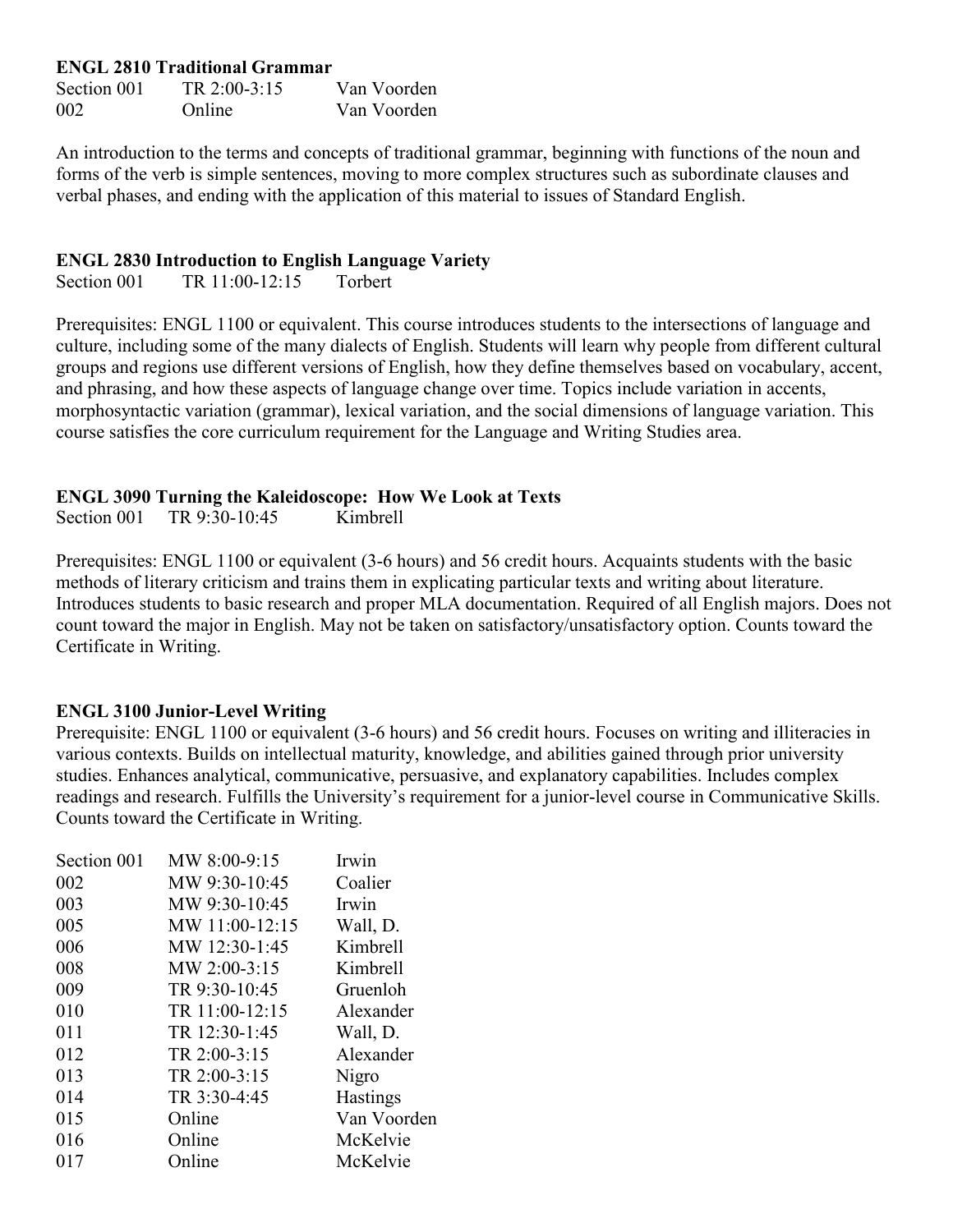**ENGL 2810 Traditional Grammar**

| Section 001 | TR 2:00-3:15 | Van Voorden |
|---|---|---|
| 002 | Online | Van Voorden |

An introduction to the terms and concepts of traditional grammar, beginning with functions of the noun and forms of the verb is simple sentences, moving to more complex structures such as subordinate clauses and verbal phases, and ending with the application of this material to issues of Standard English.

**ENGL 2830 Introduction to English Language Variety**

| Section 001 | TR 11:00-12:15 | Torbert |
|---|---|---|

Prerequisites: ENGL 1100 or equivalent. This course introduces students to the intersections of language and culture, including some of the many dialects of English. Students will learn why people from different cultural groups and regions use different versions of English, how they define themselves based on vocabulary, accent, and phrasing, and how these aspects of language change over time. Topics include variation in accents, morphosyntactic variation (grammar), lexical variation, and the social dimensions of language variation. This course satisfies the core curriculum requirement for the Language and Writing Studies area.

**ENGL 3090 Turning the Kaleidoscope: How We Look at Texts**

| Section 001 | TR 9:30-10:45 | Kimbrell |
|---|---|---|

Prerequisites: ENGL 1100 or equivalent (3-6 hours) and 56 credit hours. Acquaints students with the basic methods of literary criticism and trains them in explicating particular texts and writing about literature. Introduces students to basic research and proper MLA documentation. Required of all English majors. Does not count toward the major in English. May not be taken on satisfactory/unsatisfactory option. Counts toward the Certificate in Writing.

**ENGL 3100 Junior-Level Writing**

Prerequisite: ENGL 1100 or equivalent (3-6 hours) and 56 credit hours. Focuses on writing and illiteracies in various contexts. Builds on intellectual maturity, knowledge, and abilities gained through prior university studies. Enhances analytical, communicative, persuasive, and explanatory capabilities. Includes complex readings and research. Fulfills the University's requirement for a junior-level course in Communicative Skills. Counts toward the Certificate in Writing.

| Section 001 | MW 8:00-9:15 | Irwin |
|---|---|---|
| 002 | MW 9:30-10:45 | Coalier |
| 003 | MW 9:30-10:45 | Irwin |
| 005 | MW 11:00-12:15 | Wall, D. |
| 006 | MW 12:30-1:45 | Kimbrell |
| 008 | MW 2:00-3:15 | Kimbrell |
| 009 | TR 9:30-10:45 | Gruenloh |
| 010 | TR 11:00-12:15 | Alexander |
| 011 | TR 12:30-1:45 | Wall, D. |
| 012 | TR 2:00-3:15 | Alexander |
| 013 | TR 2:00-3:15 | Nigro |
| 014 | TR 3:30-4:45 | Hastings |
| 015 | Online | Van Voorden |
| 016 | Online | McKelvie |
| 017 | Online | McKelvie |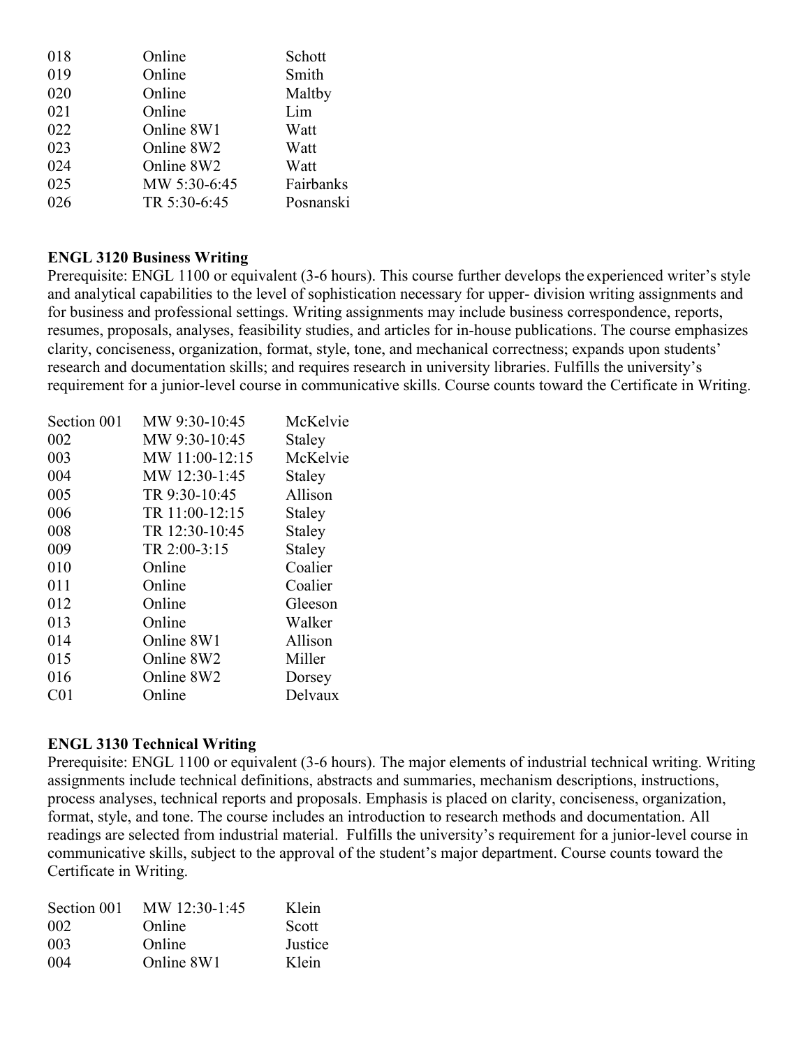| | | |
|---|---|---|
| 018 | Online | Schott |
| 019 | Online | Smith |
| 020 | Online | Maltby |
| 021 | Online | Lim |
| 022 | Online 8W1 | Watt |
| 023 | Online 8W2 | Watt |
| 024 | Online 8W2 | Watt |
| 025 | MW 5:30-6:45 | Fairbanks |
| 026 | TR 5:30-6:45 | Posnanski |

**ENGL 3120 Business Writing**

Prerequisite: ENGL 1100 or equivalent (3-6 hours). This course further develops the experienced writer's style and analytical capabilities to the level of sophistication necessary for upper- division writing assignments and for business and professional settings. Writing assignments may include business correspondence, reports, resumes, proposals, analyses, feasibility studies, and articles for in-house publications. The course emphasizes clarity, conciseness, organization, format, style, tone, and mechanical correctness; expands upon students' research and documentation skills; and requires research in university libraries. Fulfills the university's requirement for a junior-level course in communicative skills. Course counts toward the Certificate in Writing.

| | | |
|---|---|---|
| Section 001 | MW 9:30-10:45 | McKelvie |
| 002 | MW 9:30-10:45 | Staley |
| 003 | MW 11:00-12:15 | McKelvie |
| 004 | MW 12:30-1:45 | Staley |
| 005 | TR 9:30-10:45 | Allison |
| 006 | TR 11:00-12:15 | Staley |
| 008 | TR 12:30-10:45 | Staley |
| 009 | TR 2:00-3:15 | Staley |
| 010 | Online | Coalier |
| 011 | Online | Coalier |
| 012 | Online | Gleeson |
| 013 | Online | Walker |
| 014 | Online 8W1 | Allison |
| 015 | Online 8W2 | Miller |
| 016 | Online 8W2 | Dorsey |
| C01 | Online | Delvaux |

**ENGL 3130 Technical Writing**

Prerequisite: ENGL 1100 or equivalent (3-6 hours). The major elements of industrial technical writing. Writing assignments include technical definitions, abstracts and summaries, mechanism descriptions, instructions, process analyses, technical reports and proposals. Emphasis is placed on clarity, conciseness, organization, format, style, and tone. The course includes an introduction to research methods and documentation. All readings are selected from industrial material. Fulfills the university's requirement for a junior-level course in communicative skills, subject to the approval of the student's major department. Course counts toward the Certificate in Writing.

| | | |
|---|---|---|
| Section 001 | MW 12:30-1:45 | Klein |
| 002 | Online | Scott |
| 003 | Online | Justice |
| 004 | Online 8W1 | Klein |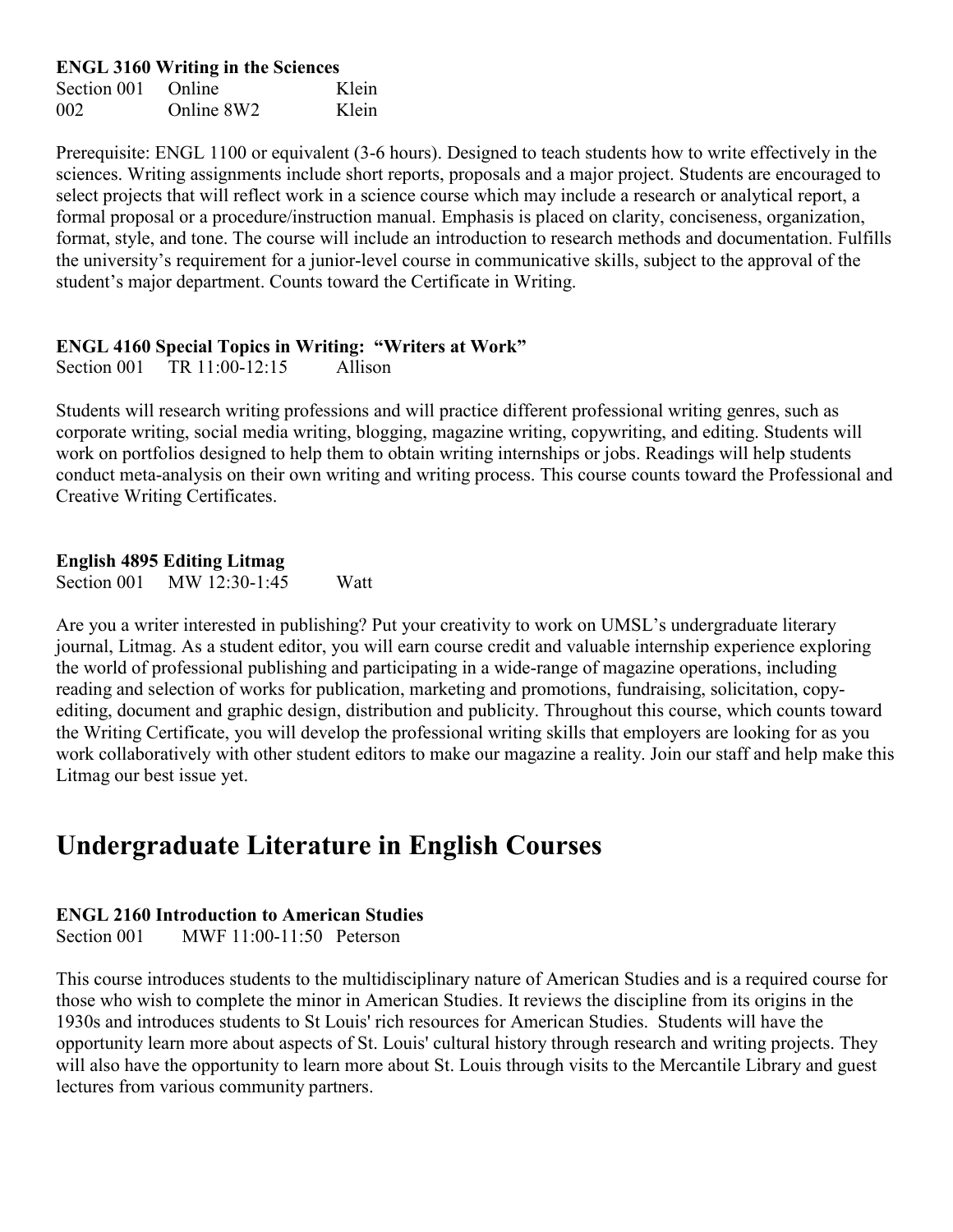**ENGL 3160 Writing in the Sciences**

Section 001 Online Klein
002 Online 8W2 Klein

Prerequisite: ENGL 1100 or equivalent (3-6 hours). Designed to teach students how to write effectively in the sciences. Writing assignments include short reports, proposals and a major project. Students are encouraged to select projects that will reflect work in a science course which may include a research or analytical report, a formal proposal or a procedure/instruction manual. Emphasis is placed on clarity, conciseness, organization, format, style, and tone. The course will include an introduction to research methods and documentation. Fulfills the university's requirement for a junior-level course in communicative skills, subject to the approval of the student's major department. Counts toward the Certificate in Writing.

**ENGL 4160 Special Topics in Writing: "Writers at Work"**

Section 001 TR 11:00-12:15 Allison

Students will research writing professions and will practice different professional writing genres, such as corporate writing, social media writing, blogging, magazine writing, copywriting, and editing. Students will work on portfolios designed to help them to obtain writing internships or jobs. Readings will help students conduct meta-analysis on their own writing and writing process. This course counts toward the Professional and Creative Writing Certificates.

**English 4895 Editing Litmag**

Section 001 MW 12:30-1:45 Watt

Are you a writer interested in publishing? Put your creativity to work on UMSL's undergraduate literary journal, Litmag. As a student editor, you will earn course credit and valuable internship experience exploring the world of professional publishing and participating in a wide-range of magazine operations, including reading and selection of works for publication, marketing and promotions, fundraising, solicitation, copy-editing, document and graphic design, distribution and publicity. Throughout this course, which counts toward the Writing Certificate, you will develop the professional writing skills that employers are looking for as you work collaboratively with other student editors to make our magazine a reality. Join our staff and help make this Litmag our best issue yet.

# Undergraduate Literature in English Courses

**ENGL 2160 Introduction to American Studies**

Section 001 MWF 11:00-11:50 Peterson

This course introduces students to the multidisciplinary nature of American Studies and is a required course for those who wish to complete the minor in American Studies. It reviews the discipline from its origins in the 1930s and introduces students to St Louis' rich resources for American Studies. Students will have the opportunity learn more about aspects of St. Louis' cultural history through research and writing projects. They will also have the opportunity to learn more about St. Louis through visits to the Mercantile Library and guest lectures from various community partners.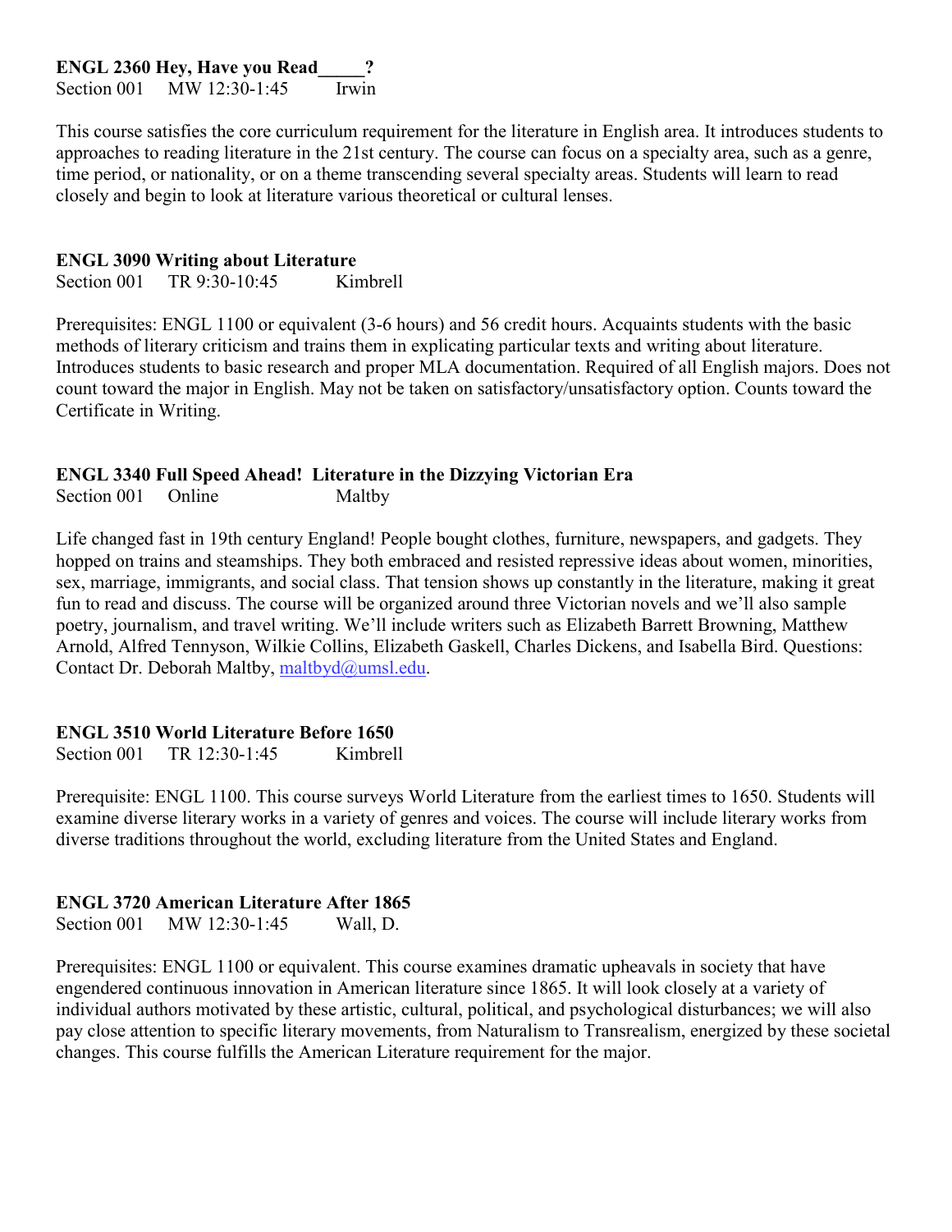**ENGL 2360 Hey, Have you Read_____?**
Section 001 MW 12:30-1:45 Irwin

This course satisfies the core curriculum requirement for the literature in English area. It introduces students to approaches to reading literature in the 21st century. The course can focus on a specialty area, such as a genre, time period, or nationality, or on a theme transcending several specialty areas. Students will learn to read closely and begin to look at literature various theoretical or cultural lenses.

**ENGL 3090 Writing about Literature**
Section 001 TR 9:30-10:45 Kimbrell

Prerequisites: ENGL 1100 or equivalent (3-6 hours) and 56 credit hours. Acquaints students with the basic methods of literary criticism and trains them in explicating particular texts and writing about literature. Introduces students to basic research and proper MLA documentation. Required of all English majors. Does not count toward the major in English. May not be taken on satisfactory/unsatisfactory option. Counts toward the Certificate in Writing.

**ENGL 3340 Full Speed Ahead! Literature in the Dizzying Victorian Era**
Section 001 Online Maltby

Life changed fast in 19th century England! People bought clothes, furniture, newspapers, and gadgets. They hopped on trains and steamships. They both embraced and resisted repressive ideas about women, minorities, sex, marriage, immigrants, and social class. That tension shows up constantly in the literature, making it great fun to read and discuss. The course will be organized around three Victorian novels and we'll also sample poetry, journalism, and travel writing. We'll include writers such as Elizabeth Barrett Browning, Matthew Arnold, Alfred Tennyson, Wilkie Collins, Elizabeth Gaskell, Charles Dickens, and Isabella Bird. Questions: Contact Dr. Deborah Maltby, maltbyd@umsl.edu.

**ENGL 3510 World Literature Before 1650**
Section 001 TR 12:30-1:45 Kimbrell

Prerequisite: ENGL 1100. This course surveys World Literature from the earliest times to 1650. Students will examine diverse literary works in a variety of genres and voices. The course will include literary works from diverse traditions throughout the world, excluding literature from the United States and England.

**ENGL 3720 American Literature After 1865**
Section 001 MW 12:30-1:45 Wall, D.

Prerequisites: ENGL 1100 or equivalent. This course examines dramatic upheavals in society that have engendered continuous innovation in American literature since 1865. It will look closely at a variety of individual authors motivated by these artistic, cultural, political, and psychological disturbances; we will also pay close attention to specific literary movements, from Naturalism to Transrealism, energized by these societal changes. This course fulfills the American Literature requirement for the major.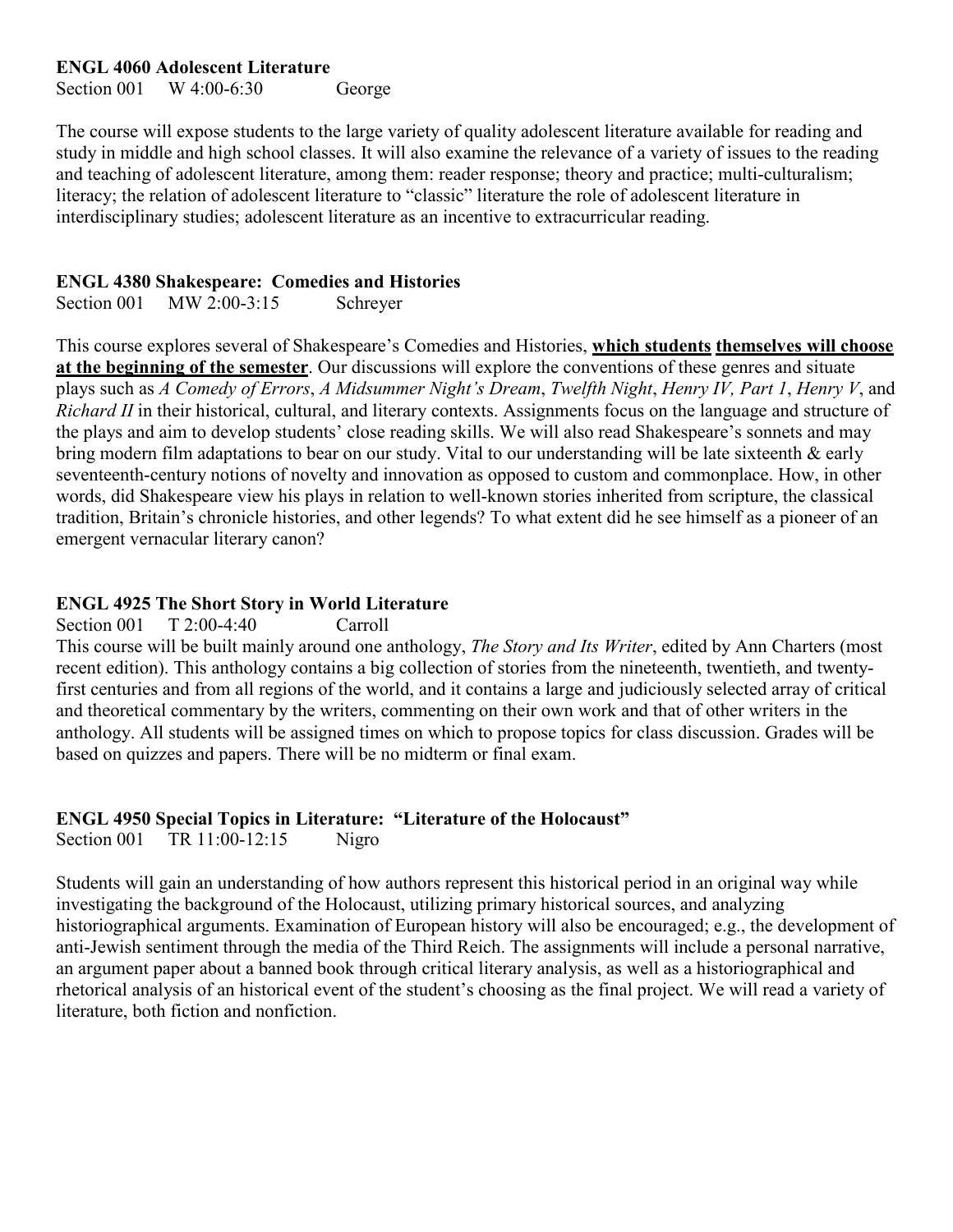**ENGL 4060 Adolescent Literature**

Section 001 W 4:00-6:30 George

The course will expose students to the large variety of quality adolescent literature available for reading and study in middle and high school classes. It will also examine the relevance of a variety of issues to the reading and teaching of adolescent literature, among them: reader response; theory and practice; multi-culturalism; literacy; the relation of adolescent literature to "classic" literature the role of adolescent literature in interdisciplinary studies; adolescent literature as an incentive to extracurricular reading.

**ENGL 4380 Shakespeare: Comedies and Histories**

Section 001 MW 2:00-3:15 Schreyer

This course explores several of Shakespeare's Comedies and Histories, **which students themselves will choose at the beginning of the semester**. Our discussions will explore the conventions of these genres and situate plays such as *A Comedy of Errors*, *A Midsummer Night's Dream*, *Twelfth Night*, *Henry IV, Part 1*, *Henry V*, and *Richard II* in their historical, cultural, and literary contexts. Assignments focus on the language and structure of the plays and aim to develop students' close reading skills. We will also read Shakespeare's sonnets and may bring modern film adaptations to bear on our study. Vital to our understanding will be late sixteenth & early seventeenth-century notions of novelty and innovation as opposed to custom and commonplace. How, in other words, did Shakespeare view his plays in relation to well-known stories inherited from scripture, the classical tradition, Britain's chronicle histories, and other legends? To what extent did he see himself as a pioneer of an emergent vernacular literary canon?

**ENGL 4925 The Short Story in World Literature**

Section 001 T 2:00-4:40 Carroll

This course will be built mainly around one anthology, *The Story and Its Writer*, edited by Ann Charters (most recent edition). This anthology contains a big collection of stories from the nineteenth, twentieth, and twenty-first centuries and from all regions of the world, and it contains a large and judiciously selected array of critical and theoretical commentary by the writers, commenting on their own work and that of other writers in the anthology. All students will be assigned times on which to propose topics for class discussion. Grades will be based on quizzes and papers. There will be no midterm or final exam.

**ENGL 4950 Special Topics in Literature: "Literature of the Holocaust"**

Section 001 TR 11:00-12:15 Nigro

Students will gain an understanding of how authors represent this historical period in an original way while investigating the background of the Holocaust, utilizing primary historical sources, and analyzing historiographical arguments. Examination of European history will also be encouraged; e.g., the development of anti-Jewish sentiment through the media of the Third Reich. The assignments will include a personal narrative, an argument paper about a banned book through critical literary analysis, as well as a historiographical and rhetorical analysis of an historical event of the student's choosing as the final project. We will read a variety of literature, both fiction and nonfiction.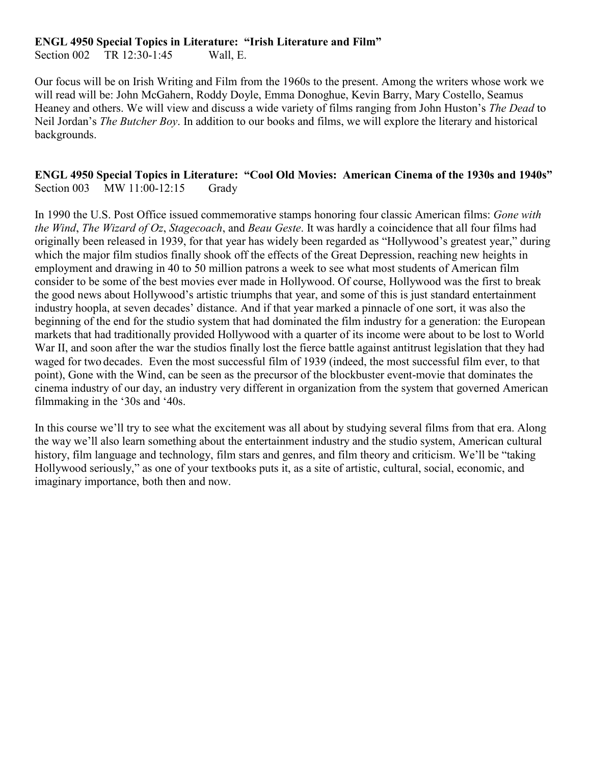**ENGL 4950 Special Topics in Literature: "Irish Literature and Film"**
Section 002 TR 12:30-1:45 Wall, E.

Our focus will be on Irish Writing and Film from the 1960s to the present. Among the writers whose work we will read will be: John McGahern, Roddy Doyle, Emma Donoghue, Kevin Barry, Mary Costello, Seamus Heaney and others. We will view and discuss a wide variety of films ranging from John Huston's *The Dead* to Neil Jordan's *The Butcher Boy*. In addition to our books and films, we will explore the literary and historical backgrounds.

**ENGL 4950 Special Topics in Literature: "Cool Old Movies: American Cinema of the 1930s and 1940s"**
Section 003 MW 11:00-12:15 Grady

In 1990 the U.S. Post Office issued commemorative stamps honoring four classic American films: *Gone with the Wind*, *The Wizard of Oz*, *Stagecoach*, and *Beau Geste*. It was hardly a coincidence that all four films had originally been released in 1939, for that year has widely been regarded as "Hollywood's greatest year," during which the major film studios finally shook off the effects of the Great Depression, reaching new heights in employment and drawing in 40 to 50 million patrons a week to see what most students of American film consider to be some of the best movies ever made in Hollywood. Of course, Hollywood was the first to break the good news about Hollywood's artistic triumphs that year, and some of this is just standard entertainment industry hoopla, at seven decades' distance. And if that year marked a pinnacle of one sort, it was also the beginning of the end for the studio system that had dominated the film industry for a generation: the European markets that had traditionally provided Hollywood with a quarter of its income were about to be lost to World War II, and soon after the war the studios finally lost the fierce battle against antitrust legislation that they had waged for two decades. Even the most successful film of 1939 (indeed, the most successful film ever, to that point), Gone with the Wind, can be seen as the precursor of the blockbuster event-movie that dominates the cinema industry of our day, an industry very different in organization from the system that governed American filmmaking in the '30s and '40s.

In this course we'll try to see what the excitement was all about by studying several films from that era. Along the way we'll also learn something about the entertainment industry and the studio system, American cultural history, film language and technology, film stars and genres, and film theory and criticism. We'll be "taking Hollywood seriously," as one of your textbooks puts it, as a site of artistic, cultural, social, economic, and imaginary importance, both then and now.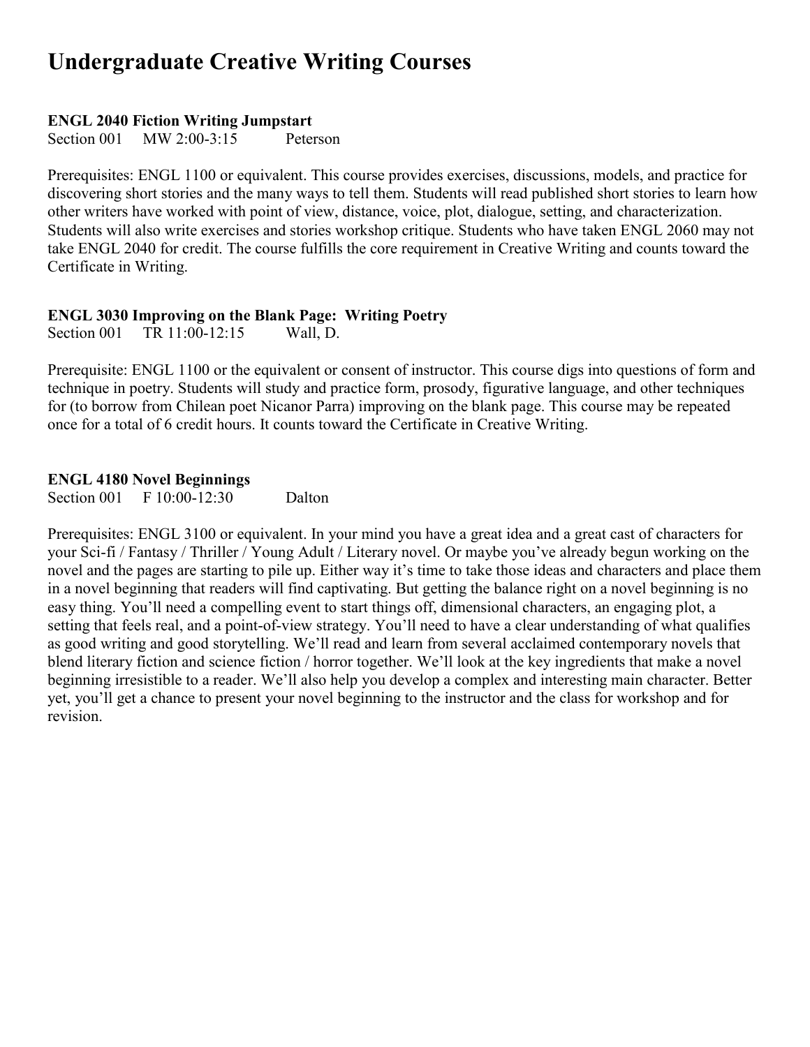# Undergraduate Creative Writing Courses

**ENGL 2040 Fiction Writing Jumpstart**
Section 001  MW 2:00-3:15  Peterson

Prerequisites: ENGL 1100 or equivalent. This course provides exercises, discussions, models, and practice for discovering short stories and the many ways to tell them. Students will read published short stories to learn how other writers have worked with point of view, distance, voice, plot, dialogue, setting, and characterization. Students will also write exercises and stories workshop critique. Students who have taken ENGL 2060 may not take ENGL 2040 for credit. The course fulfills the core requirement in Creative Writing and counts toward the Certificate in Writing.

**ENGL 3030 Improving on the Blank Page: Writing Poetry**
Section 001  TR 11:00-12:15  Wall, D.

Prerequisite: ENGL 1100 or the equivalent or consent of instructor. This course digs into questions of form and technique in poetry. Students will study and practice form, prosody, figurative language, and other techniques for (to borrow from Chilean poet Nicanor Parra) improving on the blank page. This course may be repeated once for a total of 6 credit hours. It counts toward the Certificate in Creative Writing.

**ENGL 4180 Novel Beginnings**
Section 001  F 10:00-12:30  Dalton

Prerequisites: ENGL 3100 or equivalent. In your mind you have a great idea and a great cast of characters for your Sci-fi / Fantasy / Thriller / Young Adult / Literary novel. Or maybe you've already begun working on the novel and the pages are starting to pile up. Either way it's time to take those ideas and characters and place them in a novel beginning that readers will find captivating. But getting the balance right on a novel beginning is no easy thing. You'll need a compelling event to start things off, dimensional characters, an engaging plot, a setting that feels real, and a point-of-view strategy. You'll need to have a clear understanding of what qualifies as good writing and good storytelling. We'll read and learn from several acclaimed contemporary novels that blend literary fiction and science fiction / horror together. We'll look at the key ingredients that make a novel beginning irresistible to a reader. We'll also help you develop a complex and interesting main character. Better yet, you'll get a chance to present your novel beginning to the instructor and the class for workshop and for revision.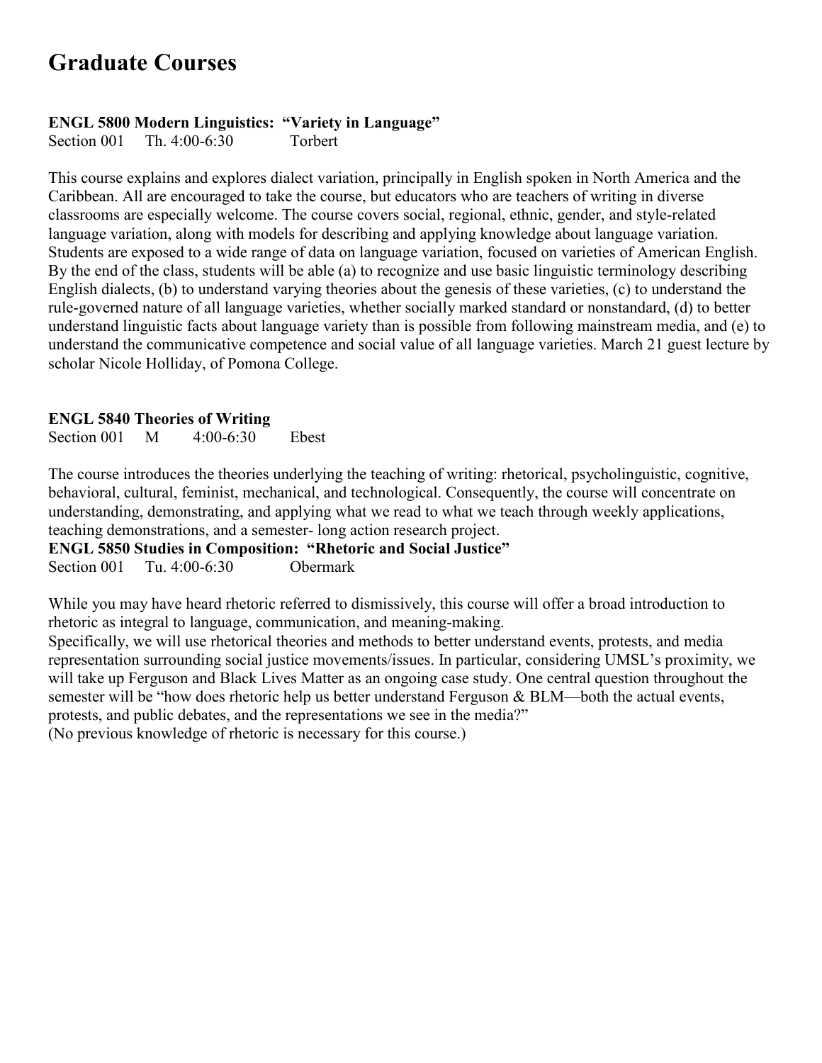# Graduate Courses

**ENGL 5800 Modern Linguistics: "Variety in Language"**
Section 001 Th. 4:00-6:30 Torbert

This course explains and explores dialect variation, principally in English spoken in North America and the Caribbean. All are encouraged to take the course, but educators who are teachers of writing in diverse classrooms are especially welcome. The course covers social, regional, ethnic, gender, and style-related language variation, along with models for describing and applying knowledge about language variation. Students are exposed to a wide range of data on language variation, focused on varieties of American English. By the end of the class, students will be able (a) to recognize and use basic linguistic terminology describing English dialects, (b) to understand varying theories about the genesis of these varieties, (c) to understand the rule-governed nature of all language varieties, whether socially marked standard or nonstandard, (d) to better understand linguistic facts about language variety than is possible from following mainstream media, and (e) to understand the communicative competence and social value of all language varieties. March 21 guest lecture by scholar Nicole Holliday, of Pomona College.

**ENGL 5840 Theories of Writing**
Section 001 M 4:00-6:30 Ebest

The course introduces the theories underlying the teaching of writing: rhetorical, psycholinguistic, cognitive, behavioral, cultural, feminist, mechanical, and technological. Consequently, the course will concentrate on understanding, demonstrating, and applying what we read to what we teach through weekly applications, teaching demonstrations, and a semester- long action research project.

**ENGL 5850 Studies in Composition: "Rhetoric and Social Justice"**
Section 001 Tu. 4:00-6:30 Obermark

While you may have heard rhetoric referred to dismissively, this course will offer a broad introduction to rhetoric as integral to language, communication, and meaning-making.
Specifically, we will use rhetorical theories and methods to better understand events, protests, and media representation surrounding social justice movements/issues. In particular, considering UMSL's proximity, we will take up Ferguson and Black Lives Matter as an ongoing case study. One central question throughout the semester will be "how does rhetoric help us better understand Ferguson & BLM—both the actual events, protests, and public debates, and the representations we see in the media?"
(No previous knowledge of rhetoric is necessary for this course.)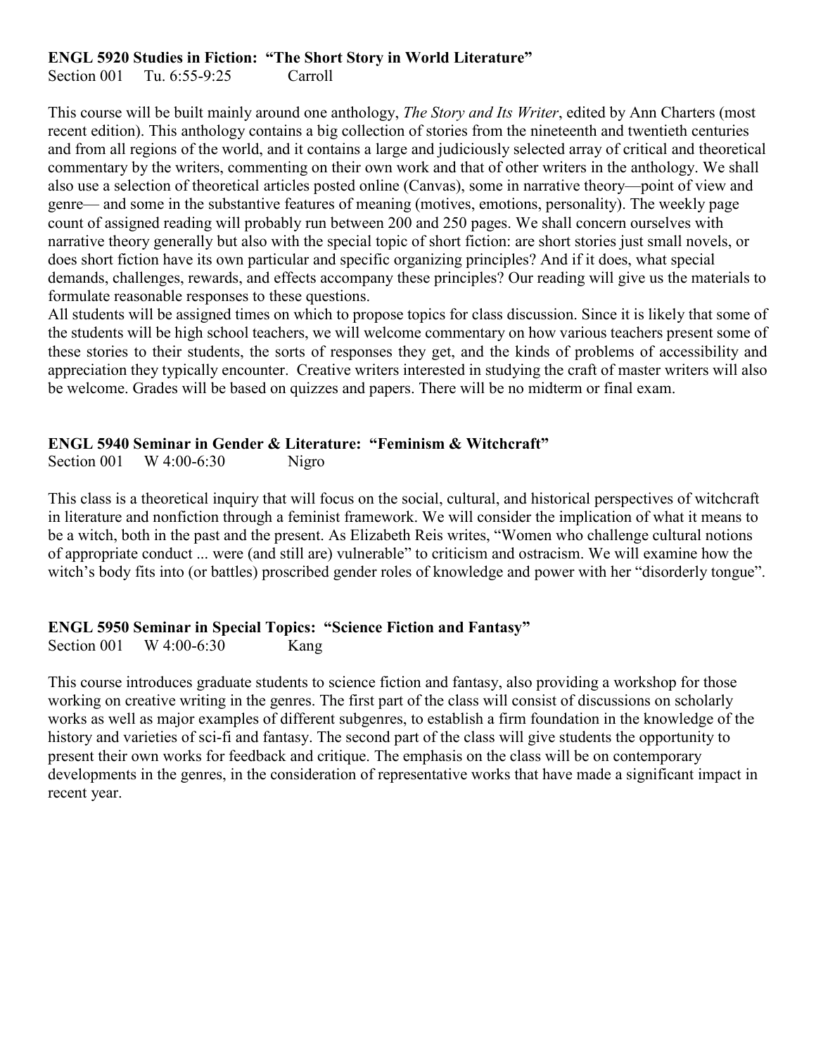**ENGL 5920 Studies in Fiction: "The Short Story in World Literature"**
Section 001 Tu. 6:55-9:25 Carroll

This course will be built mainly around one anthology, *The Story and Its Writer*, edited by Ann Charters (most recent edition). This anthology contains a big collection of stories from the nineteenth and twentieth centuries and from all regions of the world, and it contains a large and judiciously selected array of critical and theoretical commentary by the writers, commenting on their own work and that of other writers in the anthology. We shall also use a selection of theoretical articles posted online (Canvas), some in narrative theory—point of view and genre— and some in the substantive features of meaning (motives, emotions, personality). The weekly page count of assigned reading will probably run between 200 and 250 pages. We shall concern ourselves with narrative theory generally but also with the special topic of short fiction: are short stories just small novels, or does short fiction have its own particular and specific organizing principles? And if it does, what special demands, challenges, rewards, and effects accompany these principles? Our reading will give us the materials to formulate reasonable responses to these questions.
All students will be assigned times on which to propose topics for class discussion. Since it is likely that some of the students will be high school teachers, we will welcome commentary on how various teachers present some of these stories to their students, the sorts of responses they get, and the kinds of problems of accessibility and appreciation they typically encounter. Creative writers interested in studying the craft of master writers will also be welcome. Grades will be based on quizzes and papers. There will be no midterm or final exam.

**ENGL 5940 Seminar in Gender & Literature: "Feminism & Witchcraft"**
Section 001 W 4:00-6:30 Nigro

This class is a theoretical inquiry that will focus on the social, cultural, and historical perspectives of witchcraft in literature and nonfiction through a feminist framework. We will consider the implication of what it means to be a witch, both in the past and the present. As Elizabeth Reis writes, "Women who challenge cultural notions of appropriate conduct ... were (and still are) vulnerable" to criticism and ostracism. We will examine how the witch's body fits into (or battles) proscribed gender roles of knowledge and power with her "disorderly tongue".

**ENGL 5950 Seminar in Special Topics: "Science Fiction and Fantasy"**
Section 001 W 4:00-6:30 Kang

This course introduces graduate students to science fiction and fantasy, also providing a workshop for those working on creative writing in the genres. The first part of the class will consist of discussions on scholarly works as well as major examples of different subgenres, to establish a firm foundation in the knowledge of the history and varieties of sci-fi and fantasy. The second part of the class will give students the opportunity to present their own works for feedback and critique. The emphasis on the class will be on contemporary developments in the genres, in the consideration of representative works that have made a significant impact in recent year.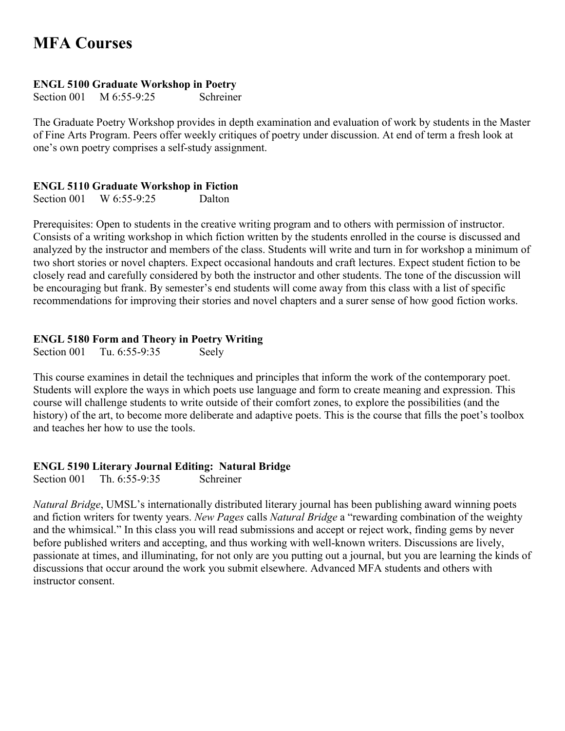# MFA Courses

**ENGL 5100 Graduate Workshop in Poetry**
Section 001 M 6:55-9:25 Schreiner

The Graduate Poetry Workshop provides in depth examination and evaluation of work by students in the Master of Fine Arts Program. Peers offer weekly critiques of poetry under discussion. At end of term a fresh look at one's own poetry comprises a self-study assignment.

**ENGL 5110 Graduate Workshop in Fiction**
Section 001 W 6:55-9:25 Dalton

Prerequisites: Open to students in the creative writing program and to others with permission of instructor. Consists of a writing workshop in which fiction written by the students enrolled in the course is discussed and analyzed by the instructor and members of the class. Students will write and turn in for workshop a minimum of two short stories or novel chapters. Expect occasional handouts and craft lectures. Expect student fiction to be closely read and carefully considered by both the instructor and other students. The tone of the discussion will be encouraging but frank. By semester's end students will come away from this class with a list of specific recommendations for improving their stories and novel chapters and a surer sense of how good fiction works.

**ENGL 5180 Form and Theory in Poetry Writing**
Section 001 Tu. 6:55-9:35 Seely

This course examines in detail the techniques and principles that inform the work of the contemporary poet. Students will explore the ways in which poets use language and form to create meaning and expression. This course will challenge students to write outside of their comfort zones, to explore the possibilities (and the history) of the art, to become more deliberate and adaptive poets. This is the course that fills the poet's toolbox and teaches her how to use the tools.

**ENGL 5190 Literary Journal Editing: Natural Bridge**
Section 001 Th. 6:55-9:35 Schreiner

*Natural Bridge*, UMSL's internationally distributed literary journal has been publishing award winning poets and fiction writers for twenty years. *New Pages* calls *Natural Bridge* a "rewarding combination of the weighty and the whimsical." In this class you will read submissions and accept or reject work, finding gems by never before published writers and accepting, and thus working with well-known writers. Discussions are lively, passionate at times, and illuminating, for not only are you putting out a journal, but you are learning the kinds of discussions that occur around the work you submit elsewhere. Advanced MFA students and others with instructor consent.